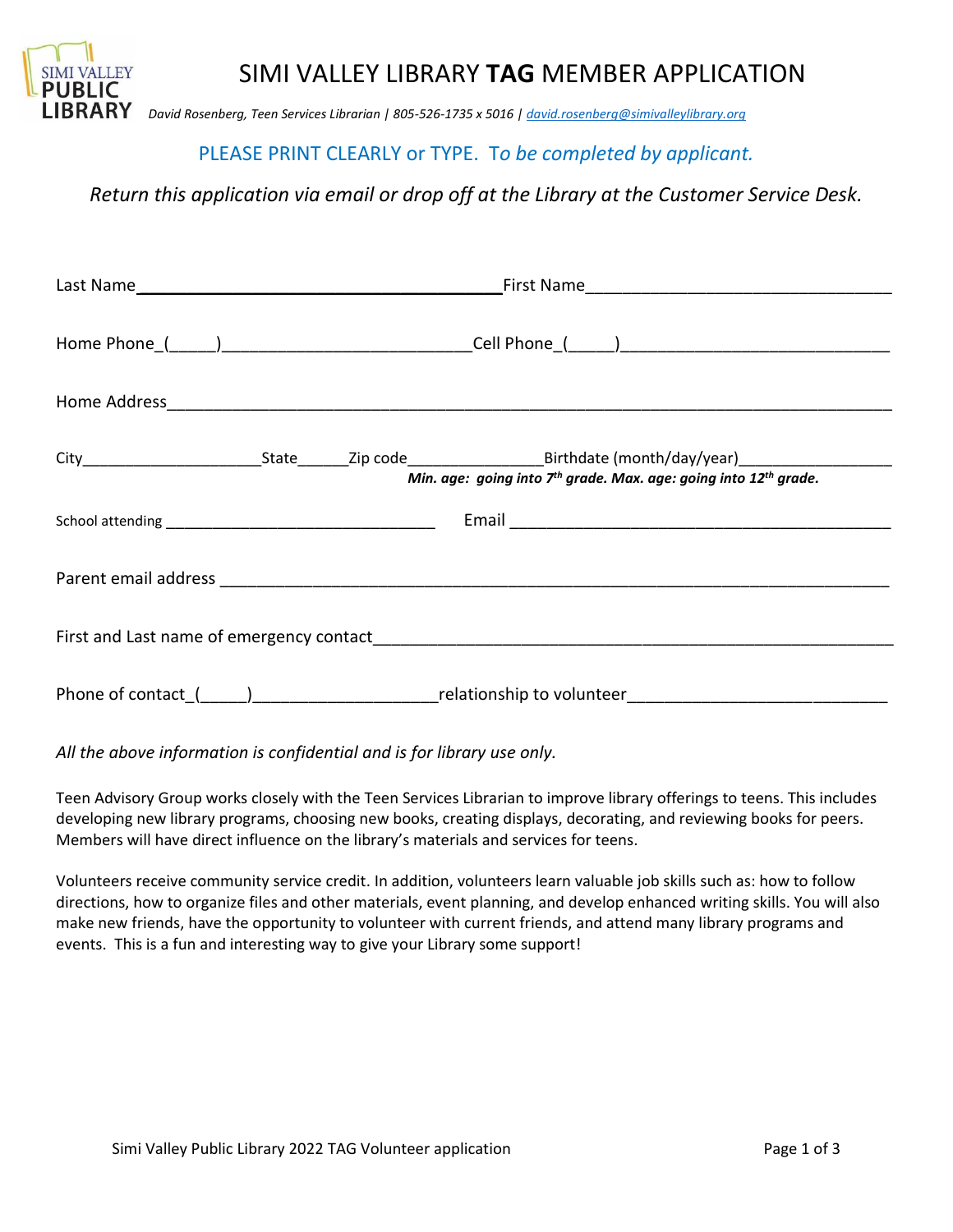# SIMI VALLEY LIBRARY **TAG** MEMBER APPLICATION

*David Rosenberg, Teen Services Librarian | 805-526-1735 x 5016 | david.rosenberg@simivalleylibrary.org*

PLEASE PRINT CLEARLY or TYPE. *To be completed by applicant.*

*Return this application via email or drop off at the Library at the Customer Service Desk.*

Last Name________________________________________ First Name_________________________________

Home Phone_(_____)___________________________Cell Phone_(_____)____________________________

Home Address____________________________________________________________________________

City____________________State______Zip code_______________Birthdate (month/day/year)_________________

***Min. age: going into 7th grade. Max. age: going into 12th grade.***

School attending _______________________________ Email ____________________________________________

Parent email address __________________________________________________________________________

First and Last name of emergency contact__________________________________________________________

Phone of contact_(_____)____________________relationship to volunteer____________________________

*All the above information is confidential and is for library use only.*

Teen Advisory Group works closely with the Teen Services Librarian to improve library offerings to teens. This includes developing new library programs, choosing new books, creating displays, decorating, and reviewing books for peers. Members will have direct influence on the library's materials and services for teens.

Volunteers receive community service credit. In addition, volunteers learn valuable job skills such as: how to follow directions, how to organize files and other materials, event planning, and develop enhanced writing skills. You will also make new friends, have the opportunity to volunteer with current friends, and attend many library programs and events. This is a fun and interesting way to give your Library some support!

Simi Valley Public Library 2022 TAG Volunteer application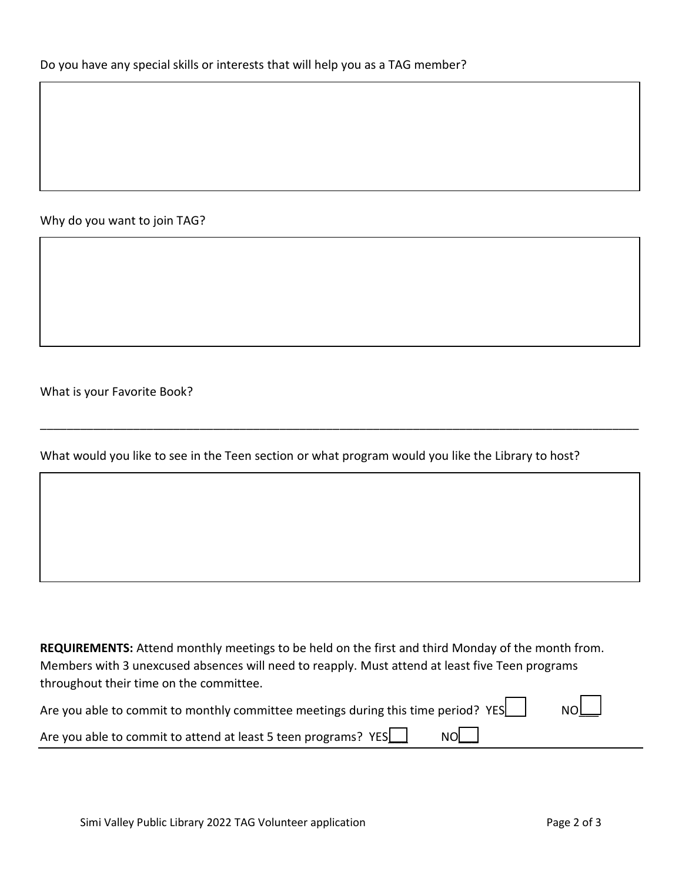Do you have any special skills or interests that will help you as a TAG member?

Why do you want to join TAG?

What is your Favorite Book?

_______________________________________________________________________________________________

What would you like to see in the Teen section or what program would you like the Library to host?

**REQUIREMENTS:** Attend monthly meetings to be held on the first and third Monday of the month from. Members with 3 unexcused absences will need to reapply. Must attend at least five Teen programs throughout their time on the committee.

Are you able to commit to monthly committee meetings during this time period? YES☐ NO☐

Are you able to commit to attend at least 5 teen programs? YES☐ NO☐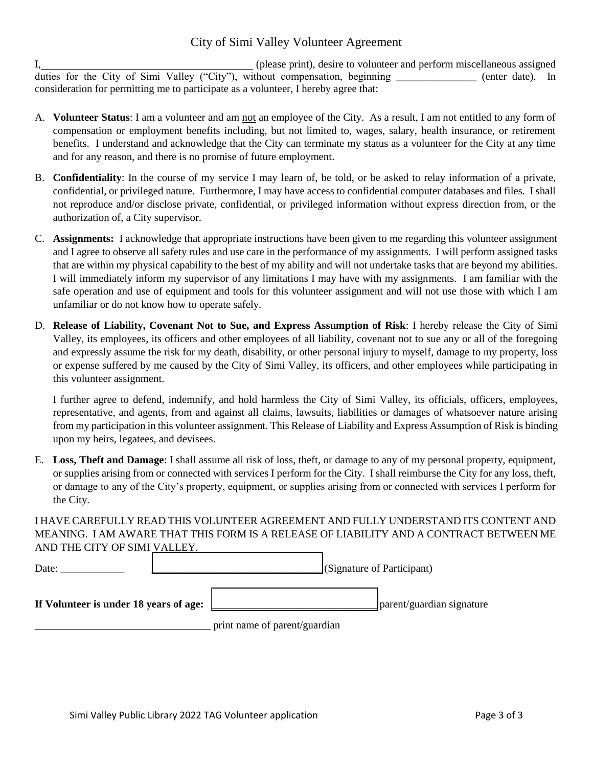# City of Simi Valley Volunteer Agreement

I,_______________________________________ (please print), desire to volunteer and perform miscellaneous assigned duties for the City of Simi Valley ("City"), without compensation, beginning _______________ (enter date). In consideration for permitting me to participate as a volunteer, I hereby agree that:

A. **Volunteer Status**: I am a volunteer and am not an employee of the City. As a result, I am not entitled to any form of compensation or employment benefits including, but not limited to, wages, salary, health insurance, or retirement benefits. I understand and acknowledge that the City can terminate my status as a volunteer for the City at any time and for any reason, and there is no promise of future employment.

B. **Confidentiality**: In the course of my service I may learn of, be told, or be asked to relay information of a private, confidential, or privileged nature. Furthermore, I may have access to confidential computer databases and files. I shall not reproduce and/or disclose private, confidential, or privileged information without express direction from, or the authorization of, a City supervisor.

C. **Assignments:** I acknowledge that appropriate instructions have been given to me regarding this volunteer assignment and I agree to observe all safety rules and use care in the performance of my assignments. I will perform assigned tasks that are within my physical capability to the best of my ability and will not undertake tasks that are beyond my abilities. I will immediately inform my supervisor of any limitations I may have with my assignments. I am familiar with the safe operation and use of equipment and tools for this volunteer assignment and will not use those with which I am unfamiliar or do not know how to operate safely.

D. **Release of Liability, Covenant Not to Sue, and Express Assumption of Risk**: I hereby release the City of Simi Valley, its employees, its officers and other employees of all liability, covenant not to sue any or all of the foregoing and expressly assume the risk for my death, disability, or other personal injury to myself, damage to my property, loss or expense suffered by me caused by the City of Simi Valley, its officers, and other employees while participating in this volunteer assignment.

   I further agree to defend, indemnify, and hold harmless the City of Simi Valley, its officials, officers, employees, representative, and agents, from and against all claims, lawsuits, liabilities or damages of whatsoever nature arising from my participation in this volunteer assignment. This Release of Liability and Express Assumption of Risk is binding upon my heirs, legatees, and devisees.

E. **Loss, Theft and Damage**: I shall assume all risk of loss, theft, or damage to any of my personal property, equipment, or supplies arising from or connected with services I perform for the City. I shall reimburse the City for any loss, theft, or damage to any of the City's property, equipment, or supplies arising from or connected with services I perform for the City.

I HAVE CAREFULLY READ THIS VOLUNTEER AGREEMENT AND FULLY UNDERSTAND ITS CONTENT AND MEANING. I AM AWARE THAT THIS FORM IS A RELEASE OF LIABILITY AND A CONTRACT BETWEEN ME AND THE CITY OF SIMI VALLEY.

Date: ____________ _______________________________ (Signature of Participant)

**If Volunteer is under 18 years of age:** _______________________________ parent/guardian signature

_________________________________ print name of parent/guardian